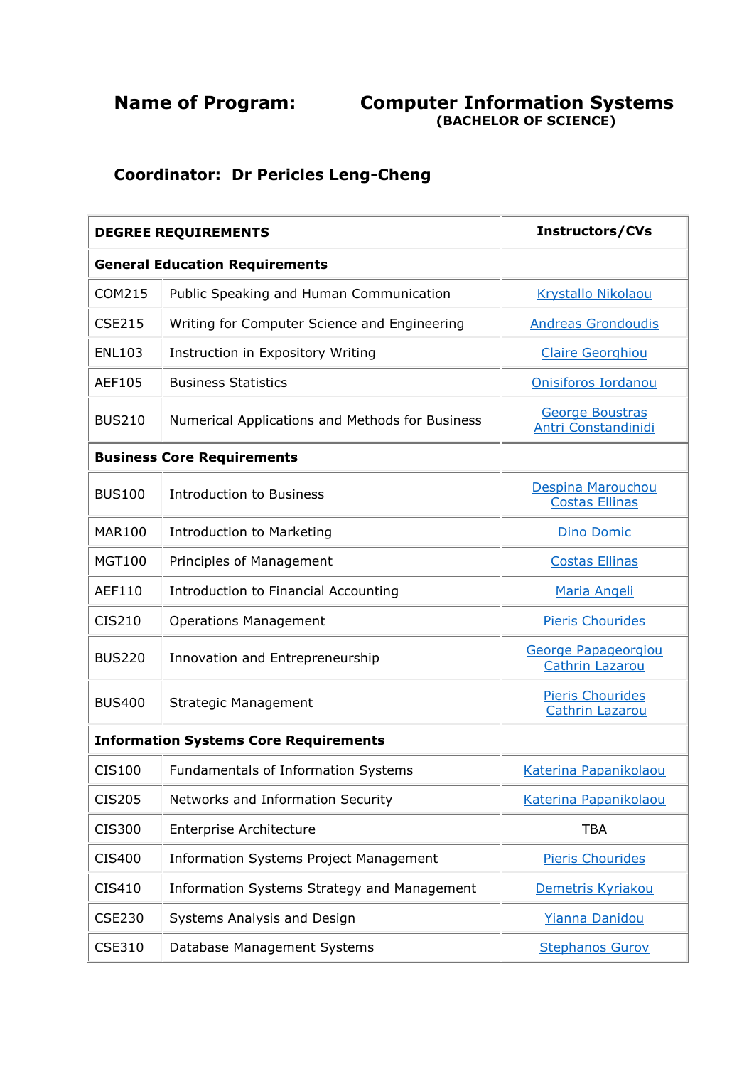**Name of Program:** **Computer Information Systems**
**(BACHELOR OF SCIENCE)**

**Coordinator: Dr Pericles Leng-Cheng**

| **DEGREE REQUIREMENTS** | | **Instructors/CVs** |
|---|---|---|
| **General Education Requirements** | | |
| COM215 | Public Speaking and Human Communication | Krystallo Nikolaou |
| CSE215 | Writing for Computer Science and Engineering | Andreas Grondoudis |
| ENL103 | Instruction in Expository Writing | Claire Georghiou |
| AEF105 | Business Statistics | Onisiforos Iordanou |
| BUS210 | Numerical Applications and Methods for Business | George Boustras<br>Antri Constandinidi |
| **Business Core Requirements** | | |
| BUS100 | Introduction to Business | Despina Marouchou<br>Costas Ellinas |
| MAR100 | Introduction to Marketing | Dino Domic |
| MGT100 | Principles of Management | Costas Ellinas |
| AEF110 | Introduction to Financial Accounting | Maria Angeli |
| CIS210 | Operations Management | Pieris Chourides |
| BUS220 | Innovation and Entrepreneurship | George Papageorgiou<br>Cathrin Lazarou |
| BUS400 | Strategic Management | Pieris Chourides<br>Cathrin Lazarou |
| **Information Systems Core Requirements** | | |
| CIS100 | Fundamentals of Information Systems | Katerina Papanikolaou |
| CIS205 | Networks and Information Security | Katerina Papanikolaou |
| CIS300 | Enterprise Architecture | TBA |
| CIS400 | Information Systems Project Management | Pieris Chourides |
| CIS410 | Information Systems Strategy and Management | Demetris Kyriakou |
| CSE230 | Systems Analysis and Design | Yianna Danidou |
| CSE310 | Database Management Systems | Stephanos Gurov |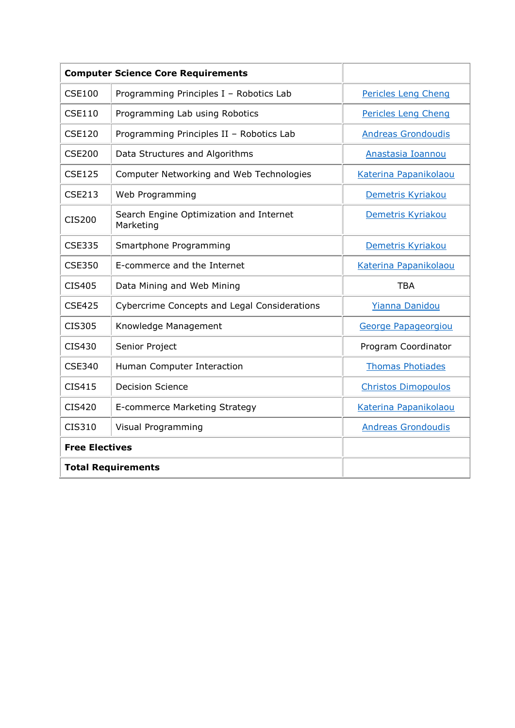| | | |
|---|---|---|
| **Computer Science Core Requirements** | | |
| CSE100 | Programming Principles I – Robotics Lab | Pericles Leng Cheng |
| CSE110 | Programming Lab using Robotics | Pericles Leng Cheng |
| CSE120 | Programming Principles II – Robotics Lab | Andreas Grondoudis |
| CSE200 | Data Structures and Algorithms | Anastasia Ioannou |
| CSE125 | Computer Networking and Web Technologies | Katerina Papanikolaou |
| CSE213 | Web Programming | Demetris Kyriakou |
| CIS200 | Search Engine Optimization and Internet Marketing | Demetris Kyriakou |
| CSE335 | Smartphone Programming | Demetris Kyriakou |
| CSE350 | E-commerce and the Internet | Katerina Papanikolaou |
| CIS405 | Data Mining and Web Mining | TBA |
| CSE425 | Cybercrime Concepts and Legal Considerations | Yianna Danidou |
| CIS305 | Knowledge Management | George Papageorgiou |
| CIS430 | Senior Project | Program Coordinator |
| CSE340 | Human Computer Interaction | Thomas Photiades |
| CIS415 | Decision Science | Christos Dimopoulos |
| CIS420 | E-commerce Marketing Strategy | Katerina Papanikolaou |
| CIS310 | Visual Programming | Andreas Grondoudis |
| **Free Electives** | | |
| **Total Requirements** | | |